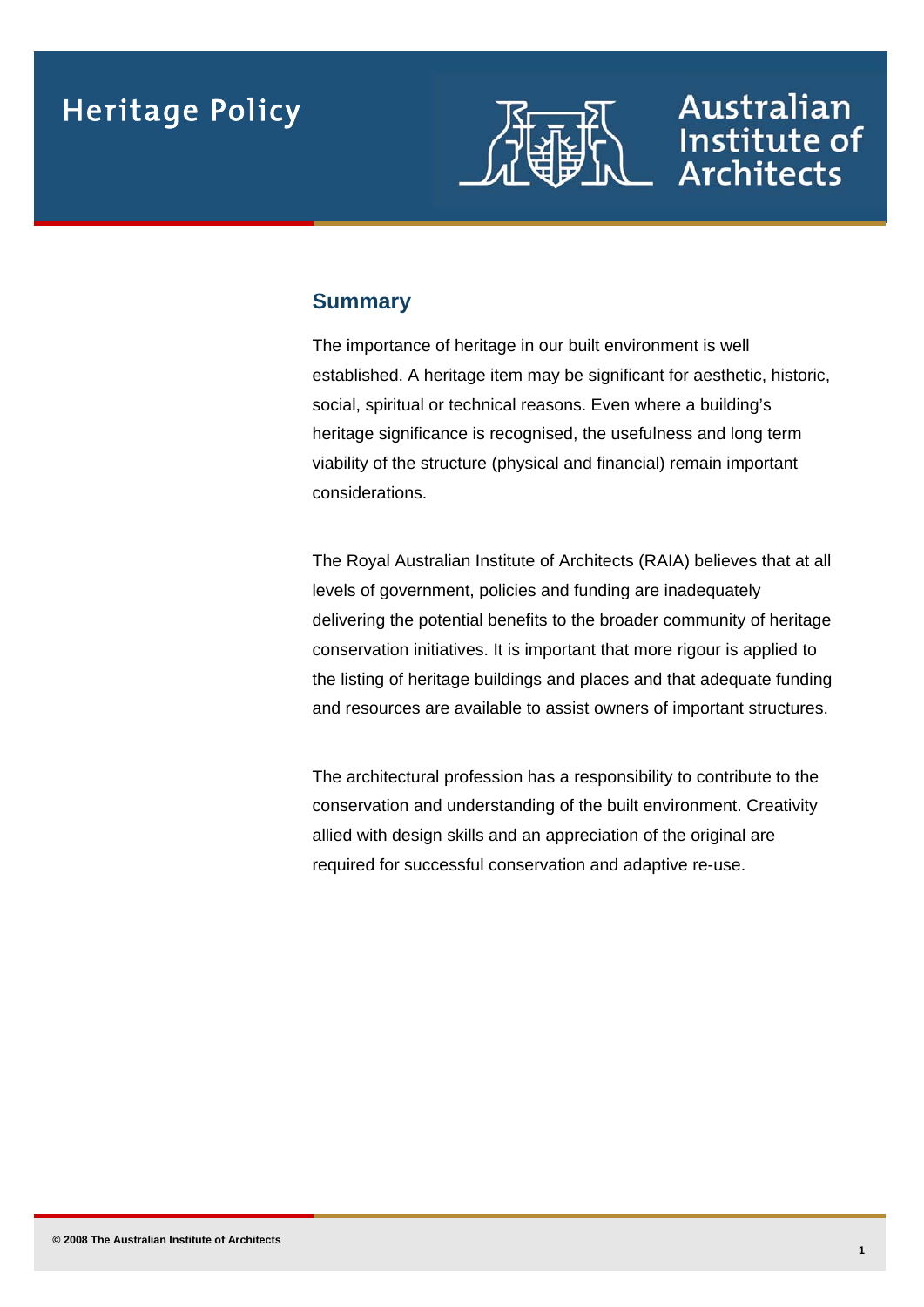# Heritage Policy

Australian Institute of Architects

## Summary

The importance of heritage in our built environment is well established. A heritage item may be significant for aesthetic, historic, social, spiritual or technical reasons. Even where a building's heritage significance is recognised, the usefulness and long term viability of the structure (physical and financial) remain important considerations.

The Royal Australian Institute of Architects (RAIA) believes that at all levels of government, policies and funding are inadequately delivering the potential benefits to the broader community of heritage conservation initiatives. It is important that more rigour is applied to the listing of heritage buildings and places and that adequate funding and resources are available to assist owners of important structures.

The architectural profession has a responsibility to contribute to the conservation and understanding of the built environment. Creativity allied with design skills and an appreciation of the original are required for successful conservation and adaptive re-use.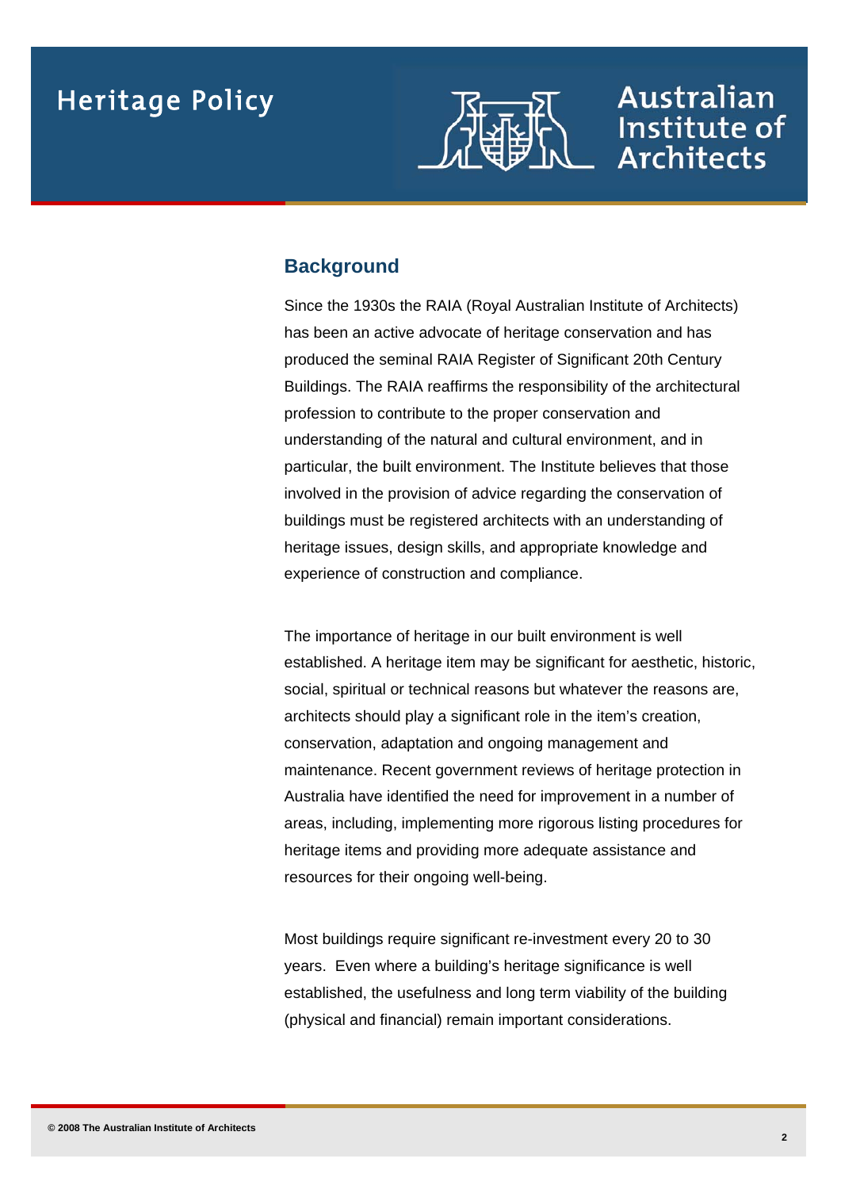## Background

Since the 1930s the RAIA (Royal Australian Institute of Architects) has been an active advocate of heritage conservation and has produced the seminal RAIA Register of Significant 20th Century Buildings. The RAIA reaffirms the responsibility of the architectural profession to contribute to the proper conservation and understanding of the natural and cultural environment, and in particular, the built environment. The Institute believes that those involved in the provision of advice regarding the conservation of buildings must be registered architects with an understanding of heritage issues, design skills, and appropriate knowledge and experience of construction and compliance.

The importance of heritage in our built environment is well established. A heritage item may be significant for aesthetic, historic, social, spiritual or technical reasons but whatever the reasons are, architects should play a significant role in the item's creation, conservation, adaptation and ongoing management and maintenance. Recent government reviews of heritage protection in Australia have identified the need for improvement in a number of areas, including, implementing more rigorous listing procedures for heritage items and providing more adequate assistance and resources for their ongoing well-being.

Most buildings require significant re-investment every 20 to 30 years. Even where a building's heritage significance is well established, the usefulness and long term viability of the building (physical and financial) remain important considerations.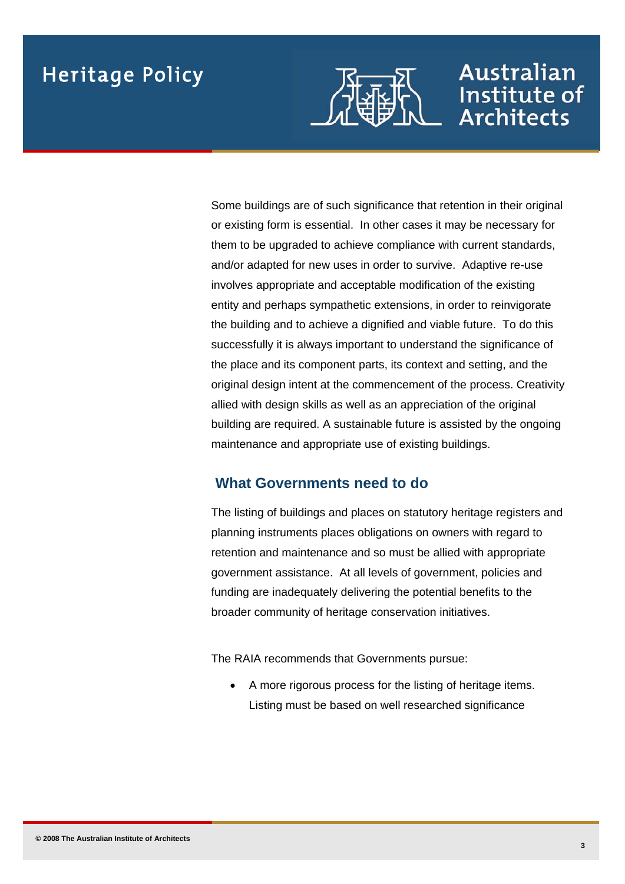Some buildings are of such significance that retention in their original or existing form is essential. In other cases it may be necessary for them to be upgraded to achieve compliance with current standards, and/or adapted for new uses in order to survive. Adaptive re-use involves appropriate and acceptable modification of the existing entity and perhaps sympathetic extensions, in order to reinvigorate the building and to achieve a dignified and viable future. To do this successfully it is always important to understand the significance of the place and its component parts, its context and setting, and the original design intent at the commencement of the process. Creativity allied with design skills as well as an appreciation of the original building are required. A sustainable future is assisted by the ongoing maintenance and appropriate use of existing buildings.

## What Governments need to do

The listing of buildings and places on statutory heritage registers and planning instruments places obligations on owners with regard to retention and maintenance and so must be allied with appropriate government assistance. At all levels of government, policies and funding are inadequately delivering the potential benefits to the broader community of heritage conservation initiatives.

The RAIA recommends that Governments pursue:

- A more rigorous process for the listing of heritage items. Listing must be based on well researched significance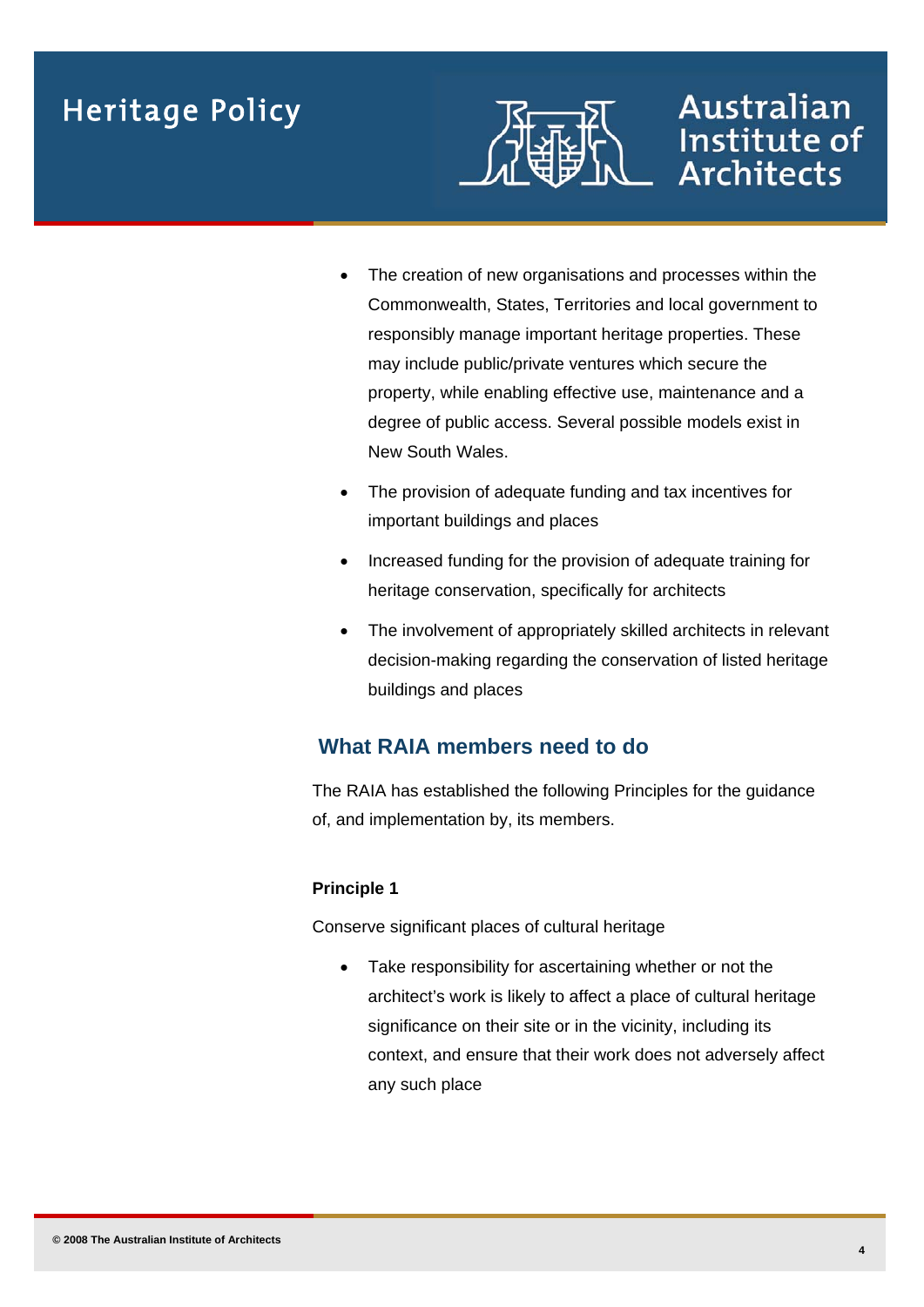- The creation of new organisations and processes within the Commonwealth, States, Territories and local government to responsibly manage important heritage properties. These may include public/private ventures which secure the property, while enabling effective use, maintenance and a degree of public access. Several possible models exist in New South Wales.
- The provision of adequate funding and tax incentives for important buildings and places
- Increased funding for the provision of adequate training for heritage conservation, specifically for architects
- The involvement of appropriately skilled architects in relevant decision-making regarding the conservation of listed heritage buildings and places

## What RAIA members need to do

The RAIA has established the following Principles for the guidance of, and implementation by, its members.

**Principle 1**

Conserve significant places of cultural heritage

- Take responsibility for ascertaining whether or not the architect's work is likely to affect a place of cultural heritage significance on their site or in the vicinity, including its context, and ensure that their work does not adversely affect any such place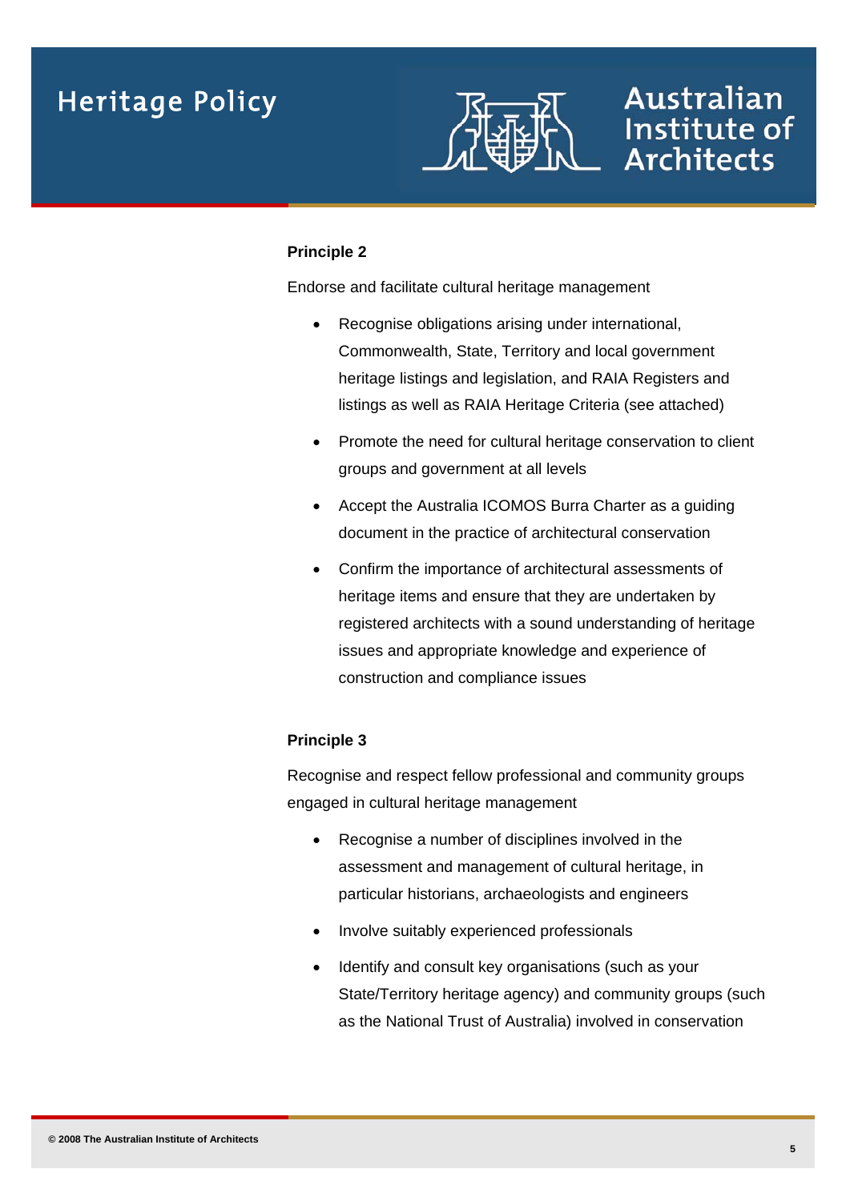**Principle 2**

Endorse and facilitate cultural heritage management

- Recognise obligations arising under international, Commonwealth, State, Territory and local government heritage listings and legislation, and RAIA Registers and listings as well as RAIA Heritage Criteria (see attached)
- Promote the need for cultural heritage conservation to client groups and government at all levels
- Accept the Australia ICOMOS Burra Charter as a guiding document in the practice of architectural conservation
- Confirm the importance of architectural assessments of heritage items and ensure that they are undertaken by registered architects with a sound understanding of heritage issues and appropriate knowledge and experience of construction and compliance issues

**Principle 3**

Recognise and respect fellow professional and community groups engaged in cultural heritage management

- Recognise a number of disciplines involved in the assessment and management of cultural heritage, in particular historians, archaeologists and engineers
- Involve suitably experienced professionals
- Identify and consult key organisations (such as your State/Territory heritage agency) and community groups (such as the National Trust of Australia) involved in conservation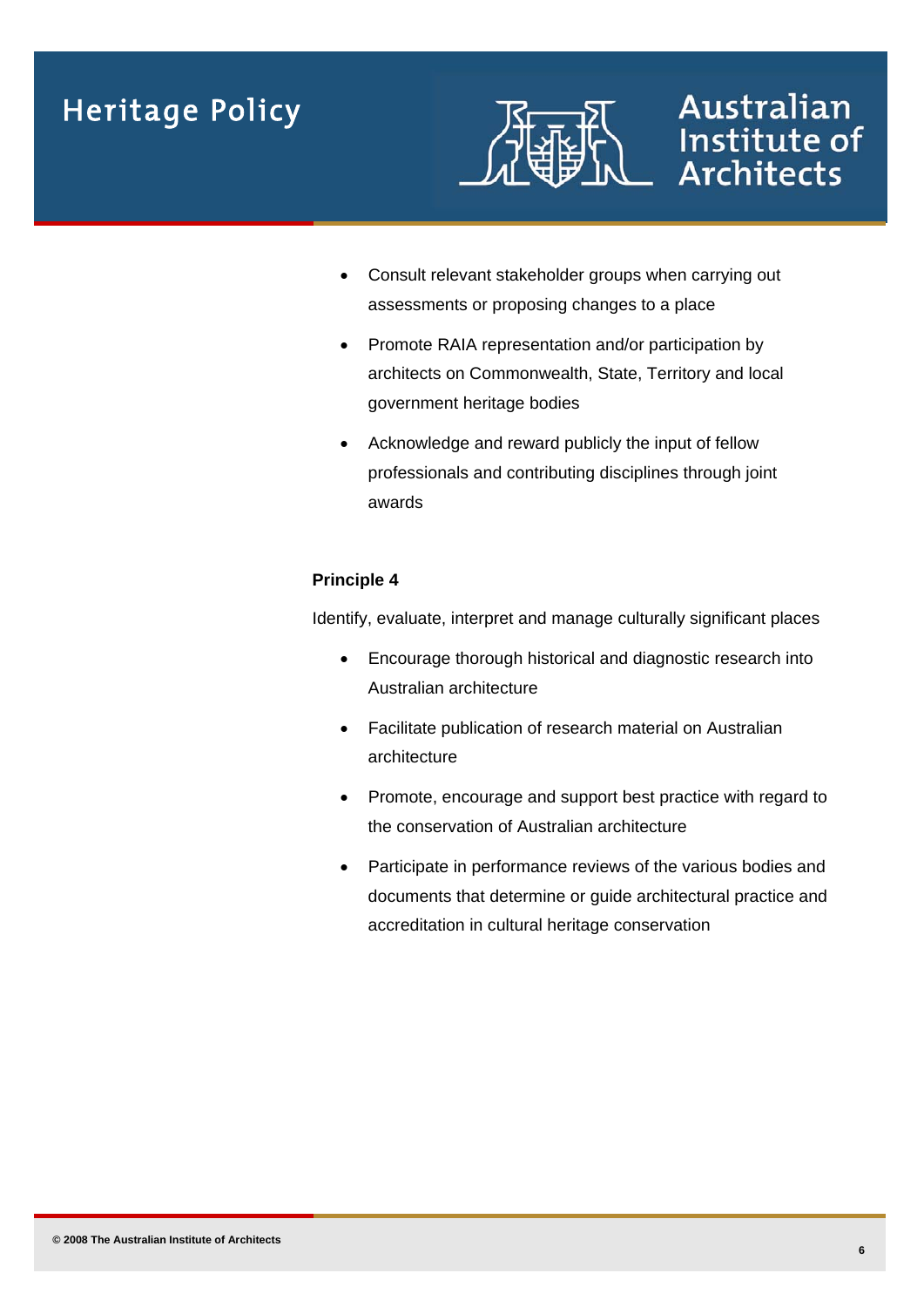- Consult relevant stakeholder groups when carrying out assessments or proposing changes to a place
- Promote RAIA representation and/or participation by architects on Commonwealth, State, Territory and local government heritage bodies
- Acknowledge and reward publicly the input of fellow professionals and contributing disciplines through joint awards

**Principle 4**

Identify, evaluate, interpret and manage culturally significant places

- Encourage thorough historical and diagnostic research into Australian architecture
- Facilitate publication of research material on Australian architecture
- Promote, encourage and support best practice with regard to the conservation of Australian architecture
- Participate in performance reviews of the various bodies and documents that determine or guide architectural practice and accreditation in cultural heritage conservation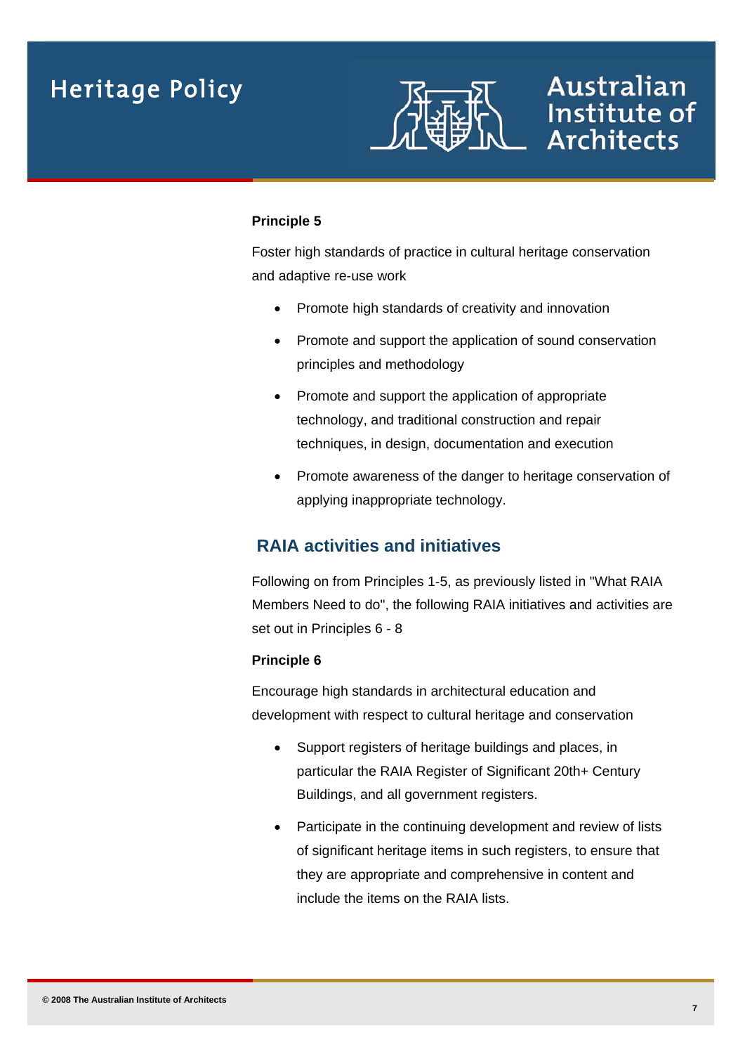**Principle 5**

Foster high standards of practice in cultural heritage conservation and adaptive re-use work

- Promote high standards of creativity and innovation
- Promote and support the application of sound conservation principles and methodology
- Promote and support the application of appropriate technology, and traditional construction and repair techniques, in design, documentation and execution
- Promote awareness of the danger to heritage conservation of applying inappropriate technology.

## RAIA activities and initiatives

Following on from Principles 1-5, as previously listed in "What RAIA Members Need to do", the following RAIA initiatives and activities are set out in Principles 6 - 8

**Principle 6**

Encourage high standards in architectural education and development with respect to cultural heritage and conservation

- Support registers of heritage buildings and places, in particular the RAIA Register of Significant 20th+ Century Buildings, and all government registers.
- Participate in the continuing development and review of lists of significant heritage items in such registers, to ensure that they are appropriate and comprehensive in content and include the items on the RAIA lists.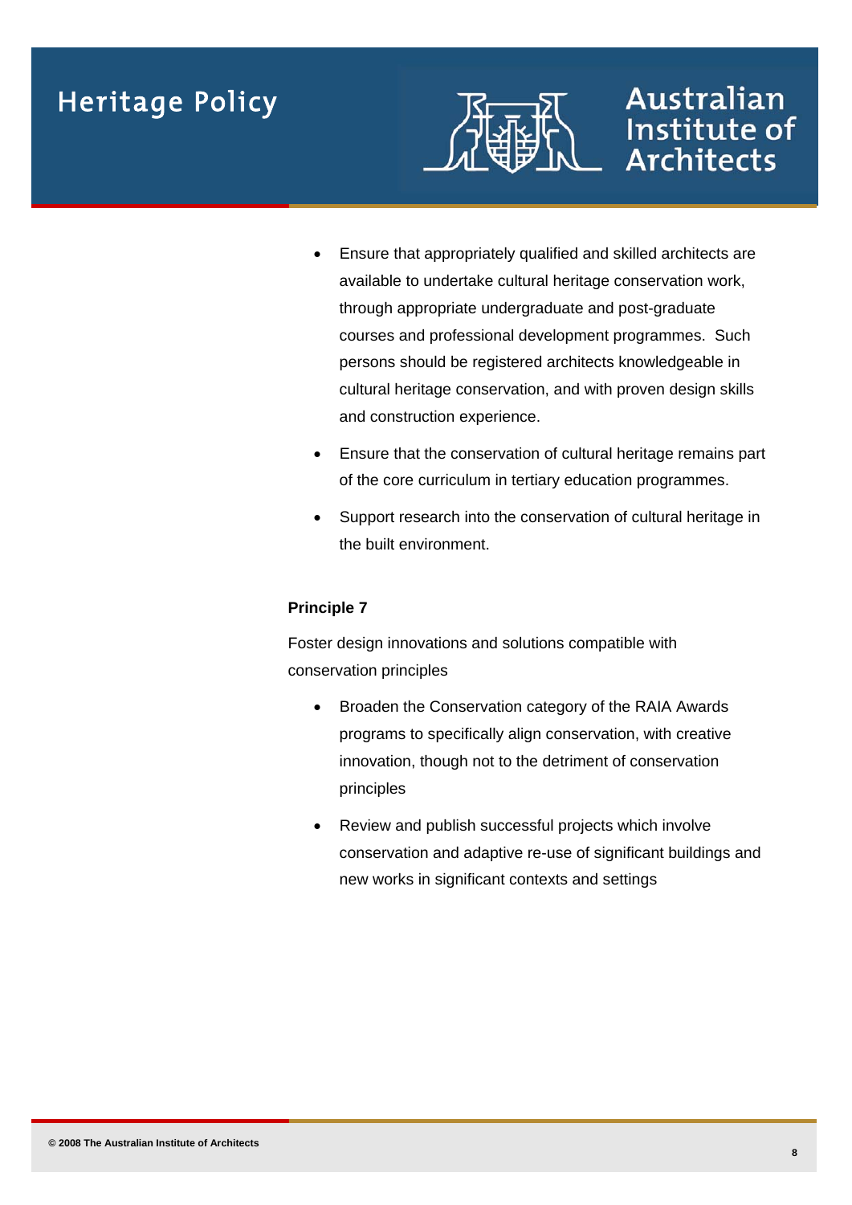- Ensure that appropriately qualified and skilled architects are available to undertake cultural heritage conservation work, through appropriate undergraduate and post-graduate courses and professional development programmes. Such persons should be registered architects knowledgeable in cultural heritage conservation, and with proven design skills and construction experience.
- Ensure that the conservation of cultural heritage remains part of the core curriculum in tertiary education programmes.
- Support research into the conservation of cultural heritage in the built environment.

**Principle 7**

Foster design innovations and solutions compatible with conservation principles

- Broaden the Conservation category of the RAIA Awards programs to specifically align conservation, with creative innovation, though not to the detriment of conservation principles
- Review and publish successful projects which involve conservation and adaptive re-use of significant buildings and new works in significant contexts and settings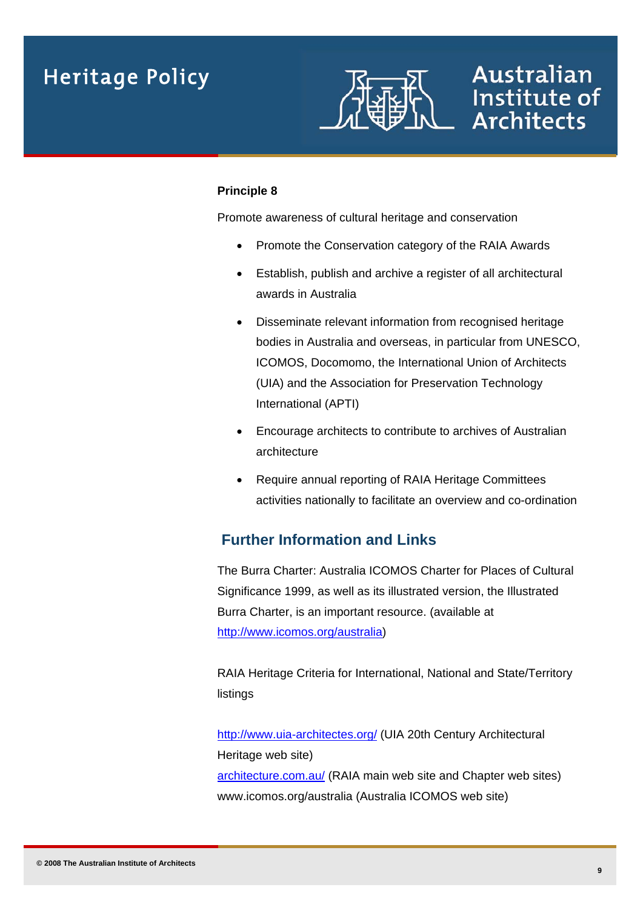**Principle 8**

Promote awareness of cultural heritage and conservation

- Promote the Conservation category of the RAIA Awards
- Establish, publish and archive a register of all architectural awards in Australia
- Disseminate relevant information from recognised heritage bodies in Australia and overseas, in particular from UNESCO, ICOMOS, Docomomo, the International Union of Architects (UIA) and the Association for Preservation Technology International (APTI)
- Encourage architects to contribute to archives of Australian architecture
- Require annual reporting of RAIA Heritage Committees activities nationally to facilitate an overview and co-ordination

## Further Information and Links

The Burra Charter: Australia ICOMOS Charter for Places of Cultural Significance 1999, as well as its illustrated version, the Illustrated Burra Charter, is an important resource. (available at http://www.icomos.org/australia)

RAIA Heritage Criteria for International, National and State/Territory listings

http://www.uia-architectes.org/ (UIA 20th Century Architectural Heritage web site)
architecture.com.au/ (RAIA main web site and Chapter web sites)
www.icomos.org/australia (Australia ICOMOS web site)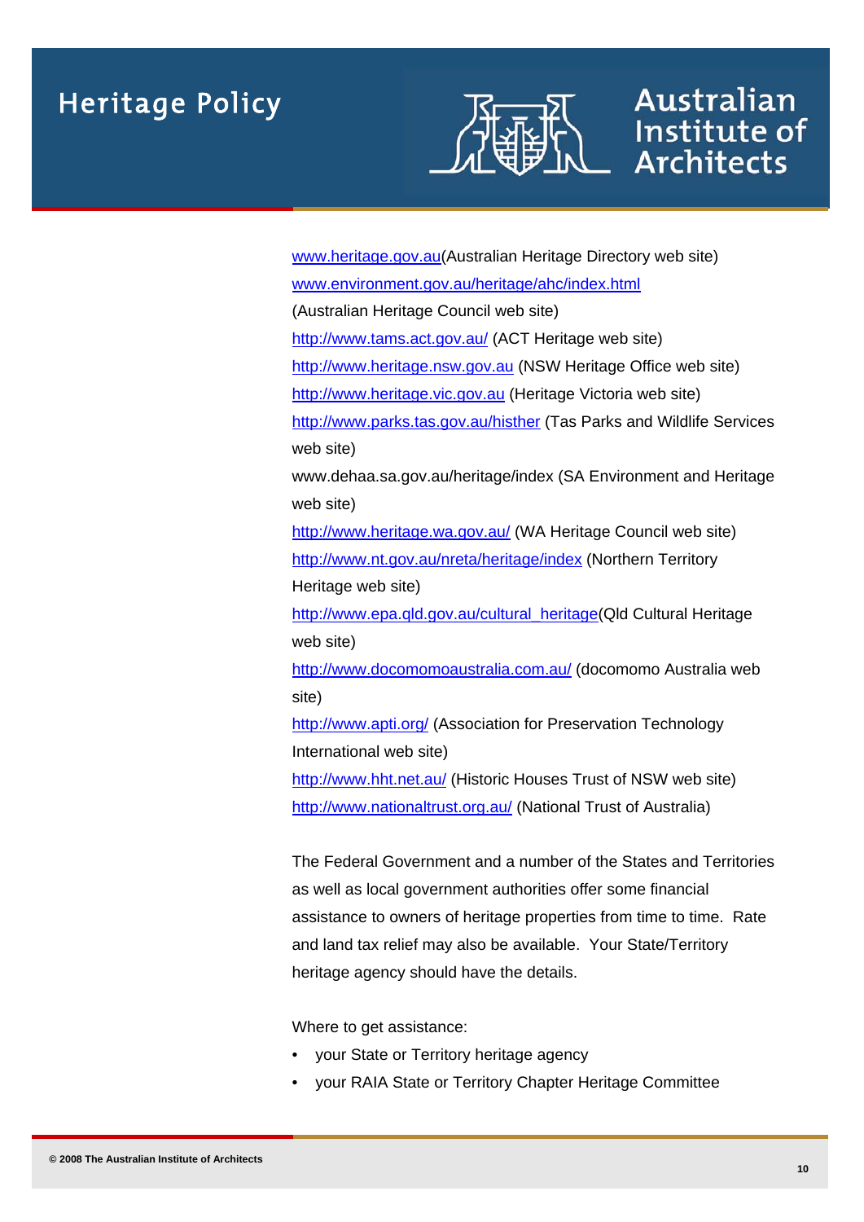www.heritage.gov.au(Australian Heritage Directory web site)
www.environment.gov.au/heritage/ahc/index.html
(Australian Heritage Council web site)
http://www.tams.act.gov.au/ (ACT Heritage web site)
http://www.heritage.nsw.gov.au (NSW Heritage Office web site)
http://www.heritage.vic.gov.au (Heritage Victoria web site)
http://www.parks.tas.gov.au/histher (Tas Parks and Wildlife Services web site)
www.dehaa.sa.gov.au/heritage/index (SA Environment and Heritage web site)
http://www.heritage.wa.gov.au/ (WA Heritage Council web site)
http://www.nt.gov.au/nreta/heritage/index (Northern Territory Heritage web site)
http://www.epa.qld.gov.au/cultural_heritage(Qld Cultural Heritage web site)
http://www.docomomoaustralia.com.au/ (docomomo Australia web site)
http://www.apti.org/ (Association for Preservation Technology International web site)
http://www.hht.net.au/ (Historic Houses Trust of NSW web site)
http://www.nationaltrust.org.au/ (National Trust of Australia)

The Federal Government and a number of the States and Territories as well as local government authorities offer some financial assistance to owners of heritage properties from time to time. Rate and land tax relief may also be available. Your State/Territory heritage agency should have the details.

Where to get assistance:

- your State or Territory heritage agency
- your RAIA State or Territory Chapter Heritage Committee